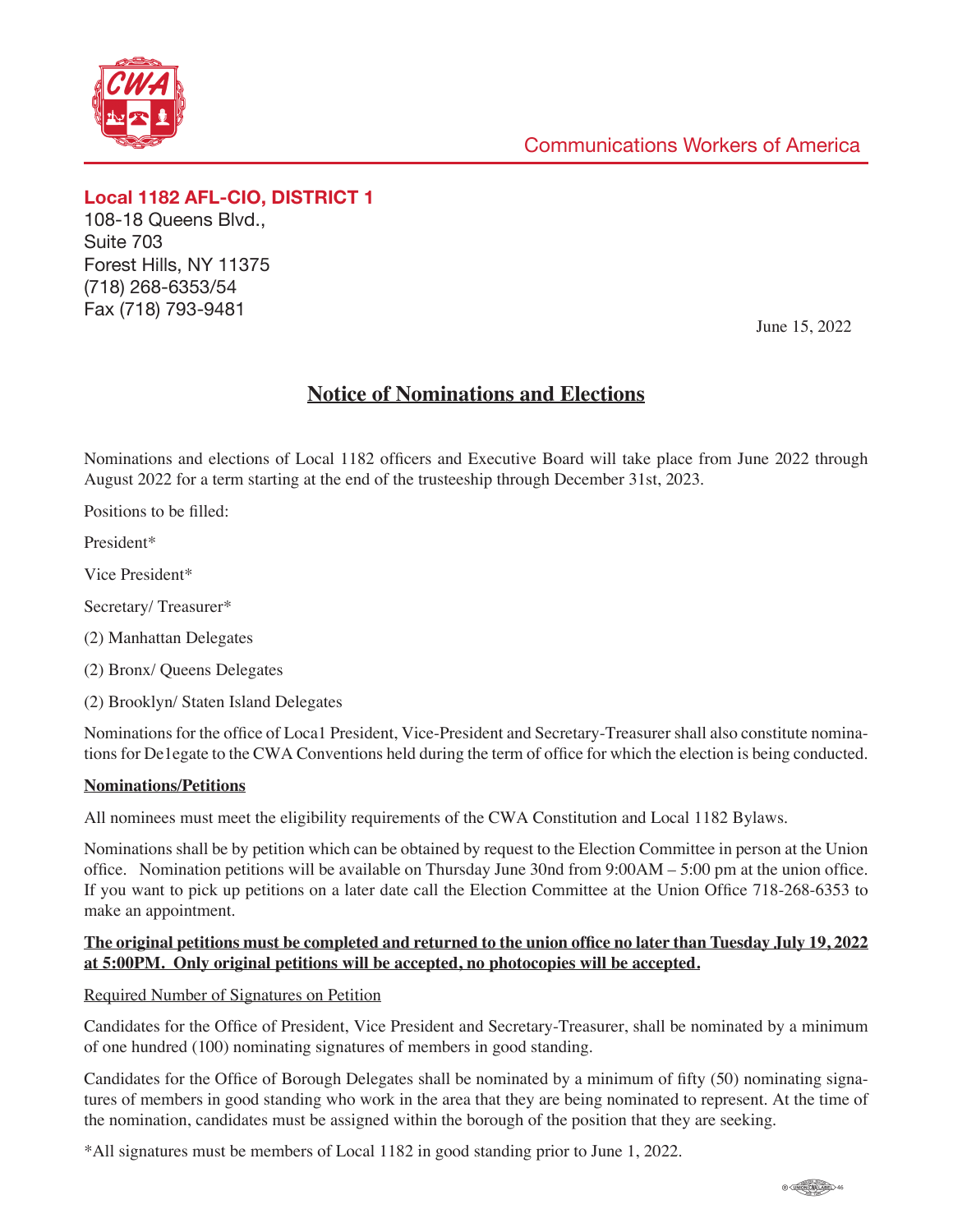Communications Workers of America

**Local 1182 AFL-CIO, DISTRICT 1**
108-18 Queens Blvd.,
Suite 703
Forest Hills, NY 11375
(718) 268-6353/54
Fax (718) 793-9481

June 15, 2022

# Notice of Nominations and Elections

Nominations and elections of Local 1182 officers and Executive Board will take place from June 2022 through August 2022 for a term starting at the end of the trusteeship through December 31st, 2023.

Positions to be filled:

President*

Vice President*

Secretary/ Treasurer*

(2) Manhattan Delegates

(2) Bronx/ Queens Delegates

(2) Brooklyn/ Staten Island Delegates

Nominations for the office of Loca1 President, Vice-President and Secretary-Treasurer shall also constitute nominations for De1egate to the CWA Conventions held during the term of office for which the election is being conducted.

## Nominations/Petitions

All nominees must meet the eligibility requirements of the CWA Constitution and Local 1182 Bylaws.

Nominations shall be by petition which can be obtained by request to the Election Committee in person at the Union office. Nomination petitions will be available on Thursday June 30nd from 9:00AM – 5:00 pm at the union office. If you want to pick up petitions on a later date call the Election Committee at the Union Office 718-268-6353 to make an appointment.

**The original petitions must be completed and returned to the union office no later than Tuesday July 19, 2022 at 5:00PM. Only original petitions will be accepted, no photocopies will be accepted.**

Required Number of Signatures on Petition

Candidates for the Office of President, Vice President and Secretary-Treasurer, shall be nominated by a minimum of one hundred (100) nominating signatures of members in good standing.

Candidates for the Office of Borough Delegates shall be nominated by a minimum of fifty (50) nominating signatures of members in good standing who work in the area that they are being nominated to represent. At the time of the nomination, candidates must be assigned within the borough of the position that they are seeking.

*All signatures must be members of Local 1182 in good standing prior to June 1, 2022.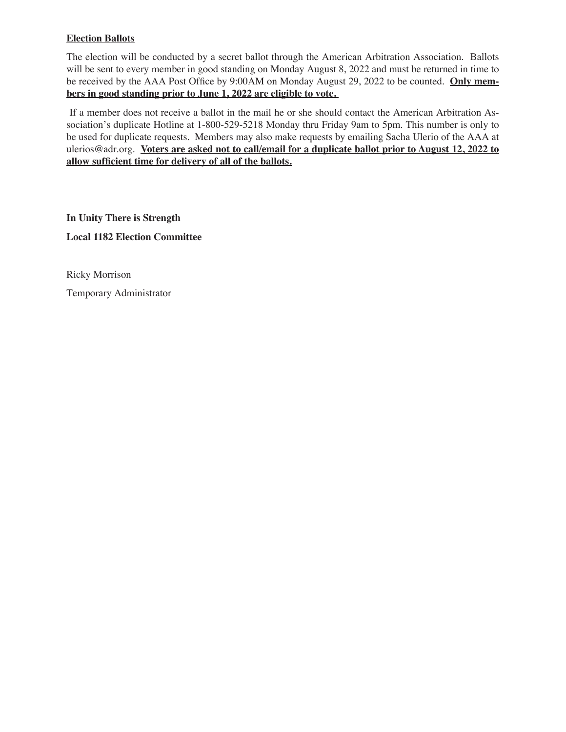**<u>Election Ballots</u>**

The election will be conducted by a secret ballot through the American Arbitration Association. Ballots will be sent to every member in good standing on Monday August 8, 2022 and must be returned in time to be received by the AAA Post Office by 9:00AM on Monday August 29, 2022 to be counted. **<u>Only members in good standing prior to June 1, 2022 are eligible to vote.</u>**

If a member does not receive a ballot in the mail he or she should contact the American Arbitration Association's duplicate Hotline at 1-800-529-5218 Monday thru Friday 9am to 5pm. This number is only to be used for duplicate requests. Members may also make requests by emailing Sacha Ulerio of the AAA at ulerios@adr.org. **<u>Voters are asked not to call/email for a duplicate ballot prior to August 12, 2022 to allow sufficient time for delivery of all of the ballots.</u>**

**In Unity There is Strength**

**Local 1182 Election Committee**

Ricky Morrison

Temporary Administrator